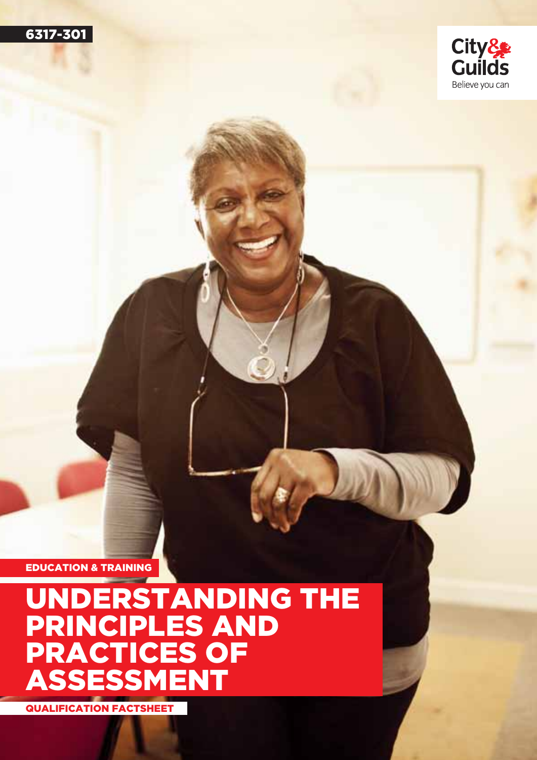6317-301

City & Guilds
Believe you can

EDUCATION & TRAINING

# UNDERSTANDING THE PRINCIPLES AND PRACTICES OF ASSESSMENT

QUALIFICATION FACTSHEET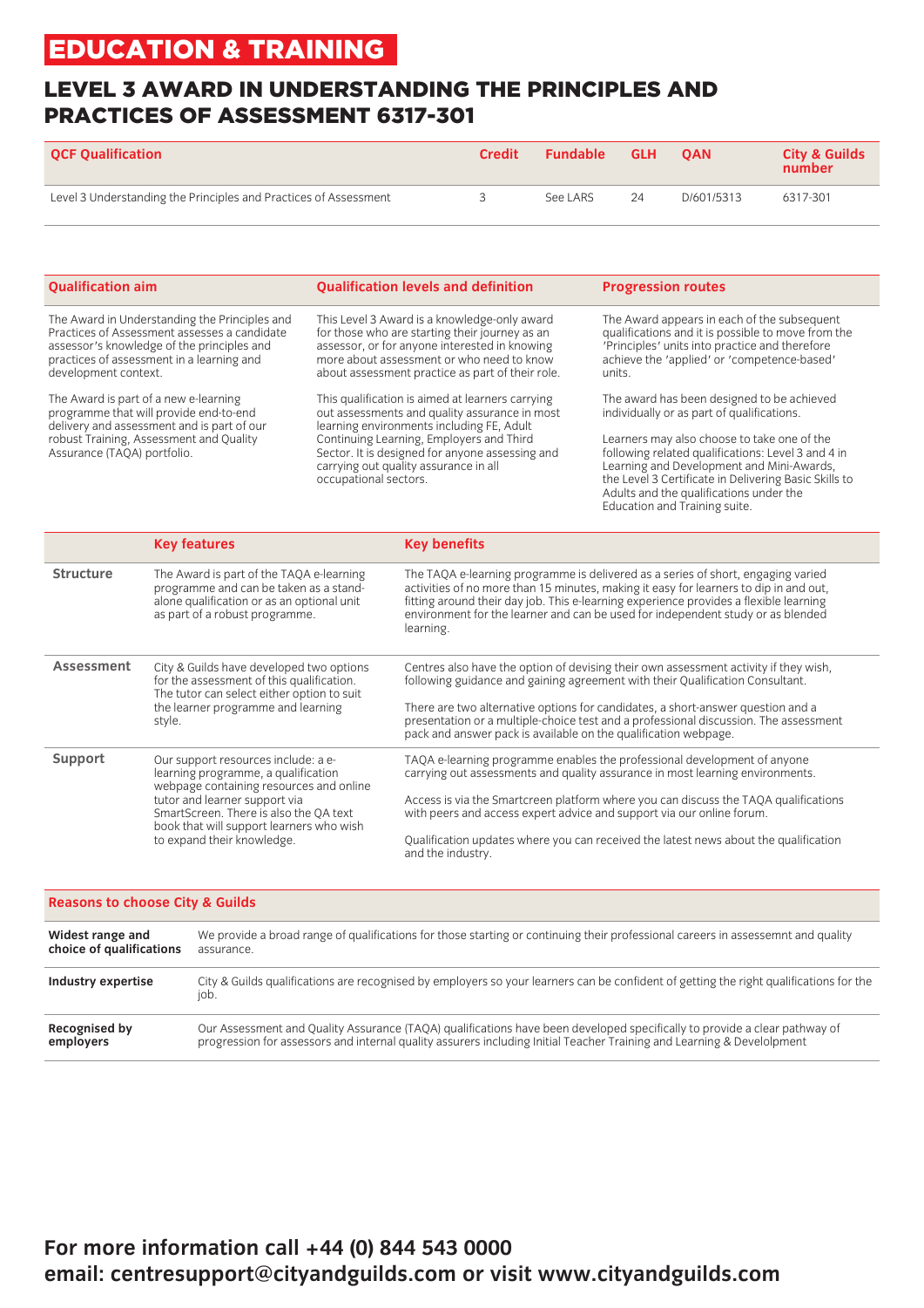# EDUCATION & TRAINING

## LEVEL 3 AWARD IN UNDERSTANDING THE PRINCIPLES AND PRACTICES OF ASSESSMENT 6317-301

| QCF Qualification | Credit | Fundable | GLH | QAN | City & Guilds number |
|---|---|---|---|---|---|
| Level 3 Understanding the Principles and Practices of Assessment | 3 | See LARS | 24 | D/601/5313 | 6317-301 |

| Qualification aim | Qualification levels and definition | Progression routes |
|---|---|---|
| The Award in Understanding the Principles and Practices of Assessment assesses a candidate assessor's knowledge of the principles and practices of assessment in a learning and development context.<br><br>The Award is part of a new e-learning programme that will provide end-to-end delivery and assessment and is part of our robust Training, Assessment and Quality Assurance (TAQA) portfolio. | This Level 3 Award is a knowledge-only award for those who are starting their journey as an assessor, or for anyone interested in knowing more about assessment or who need to know about assessment practice as part of their role.<br><br>This qualification is aimed at learners carrying out assessments and quality assurance in most learning environments including FE, Adult Continuing Learning, Employers and Third Sector. It is designed for anyone assessing and carrying out quality assurance in all occupational sectors. | The Award appears in each of the subsequent qualifications and it is possible to move from the 'Principles' units into practice and therefore achieve the 'applied' or 'competence-based' units.<br><br>The award has been designed to be achieved individually or as part of qualifications.<br><br>Learners may also choose to take one of the following related qualifications: Level 3 and 4 in Learning and Development and Mini-Awards, the Level 3 Certificate in Delivering Basic Skills to Adults and the qualifications under the Education and Training suite. |

| | Key features | Key benefits |
|---|---|---|
| **Structure** | The Award is part of the TAQA e-learning programme and can be taken as a stand-alone qualification or as an optional unit as part of a robust programme. | The TAQA e-learning programme is delivered as a series of short, engaging varied activities of no more than 15 minutes, making it easy for learners to dip in and out, fitting around their day job. This e-learning experience provides a flexible learning environment for the learner and can be used for independent study or as blended learning. |
| **Assessment** | City & Guilds have developed two options for the assessment of this qualification. The tutor can select either option to suit the learner programme and learning style. | Centres also have the option of devising their own assessment activity if they wish, following guidance and gaining agreement with their Qualification Consultant.<br><br>There are two alternative options for candidates, a short-answer question and a presentation or a multiple-choice test and a professional discussion. The assessment pack and answer pack is available on the qualification webpage. |
| **Support** | Our support resources include: a e-learning programme, a qualification webpage containing resources and online tutor and learner support via SmartScreen. There is also the QA text book that will support learners who wish to expand their knowledge. | TAQA e-learning programme enables the professional development of anyone carrying out assessments and quality assurance in most learning environments.<br><br>Access is via the Smartcreen platform where you can discuss the TAQA qualifications with peers and access expert advice and support via our online forum.<br><br>Qualification updates where you can received the latest news about the qualification and the industry. |

| Reasons to choose City & Guilds | |
|---|---|
| **Widest range and choice of qualifications** | We provide a broad range of qualifications for those starting or continuing their professional careers in assessemnt and quality assurance. |
| **Industry expertise** | City & Guilds qualifications are recognised by employers so your learners can be confident of getting the right qualifications for the job. |
| **Recognised by employers** | Our Assessment and Quality Assurance (TAQA) qualifications have been developed specifically to provide a clear pathway of progression for assessors and internal quality assurers including Initial Teacher Training and Learning & Develolpment |

**For more information call +44 (0) 844 543 0000**
**email: centresupport@cityandguilds.com or visit www.cityandguilds.com**